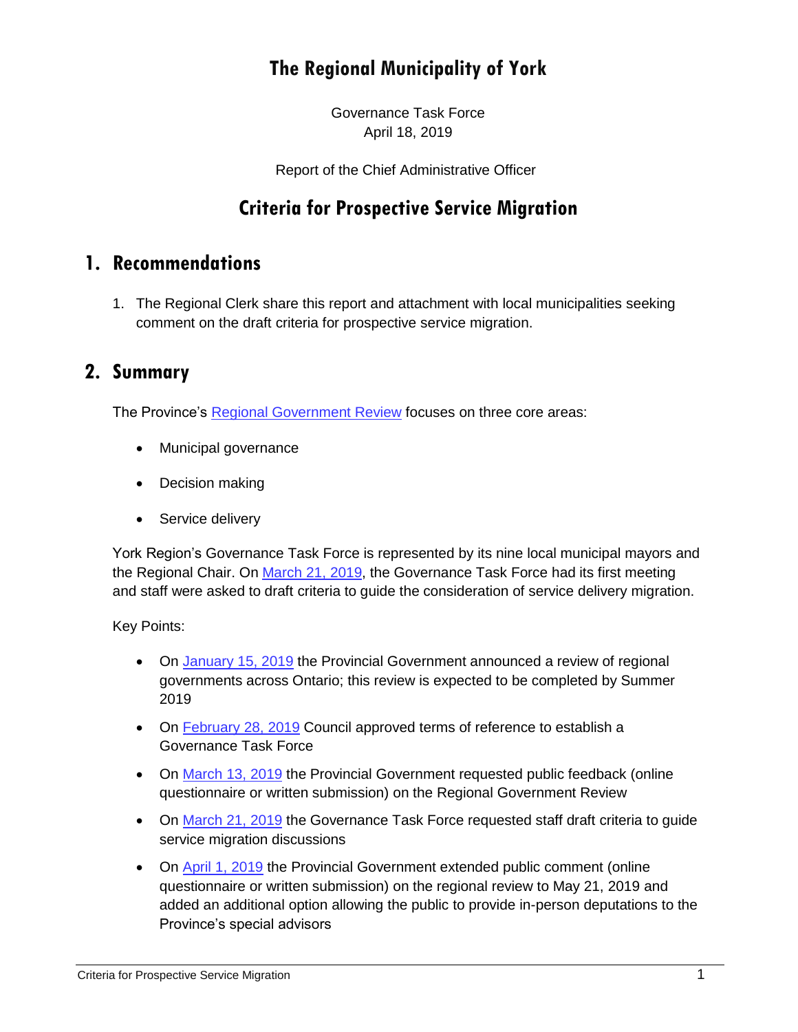# The Regional Municipality of York

Governance Task Force
April 18, 2019

Report of the Chief Administrative Officer

# Criteria for Prospective Service Migration

## 1. Recommendations

1. The Regional Clerk share this report and attachment with local municipalities seeking comment on the draft criteria for prospective service migration.

## 2. Summary

The Province's Regional Government Review focuses on three core areas:

- Municipal governance
- Decision making
- Service delivery

York Region's Governance Task Force is represented by its nine local municipal mayors and the Regional Chair. On March 21, 2019, the Governance Task Force had its first meeting and staff were asked to draft criteria to guide the consideration of service delivery migration.

Key Points:

- On January 15, 2019 the Provincial Government announced a review of regional governments across Ontario; this review is expected to be completed by Summer 2019
- On February 28, 2019 Council approved terms of reference to establish a Governance Task Force
- On March 13, 2019 the Provincial Government requested public feedback (online questionnaire or written submission) on the Regional Government Review
- On March 21, 2019 the Governance Task Force requested staff draft criteria to guide service migration discussions
- On April 1, 2019 the Provincial Government extended public comment (online questionnaire or written submission) on the regional review to May 21, 2019 and added an additional option allowing the public to provide in-person deputations to the Province's special advisors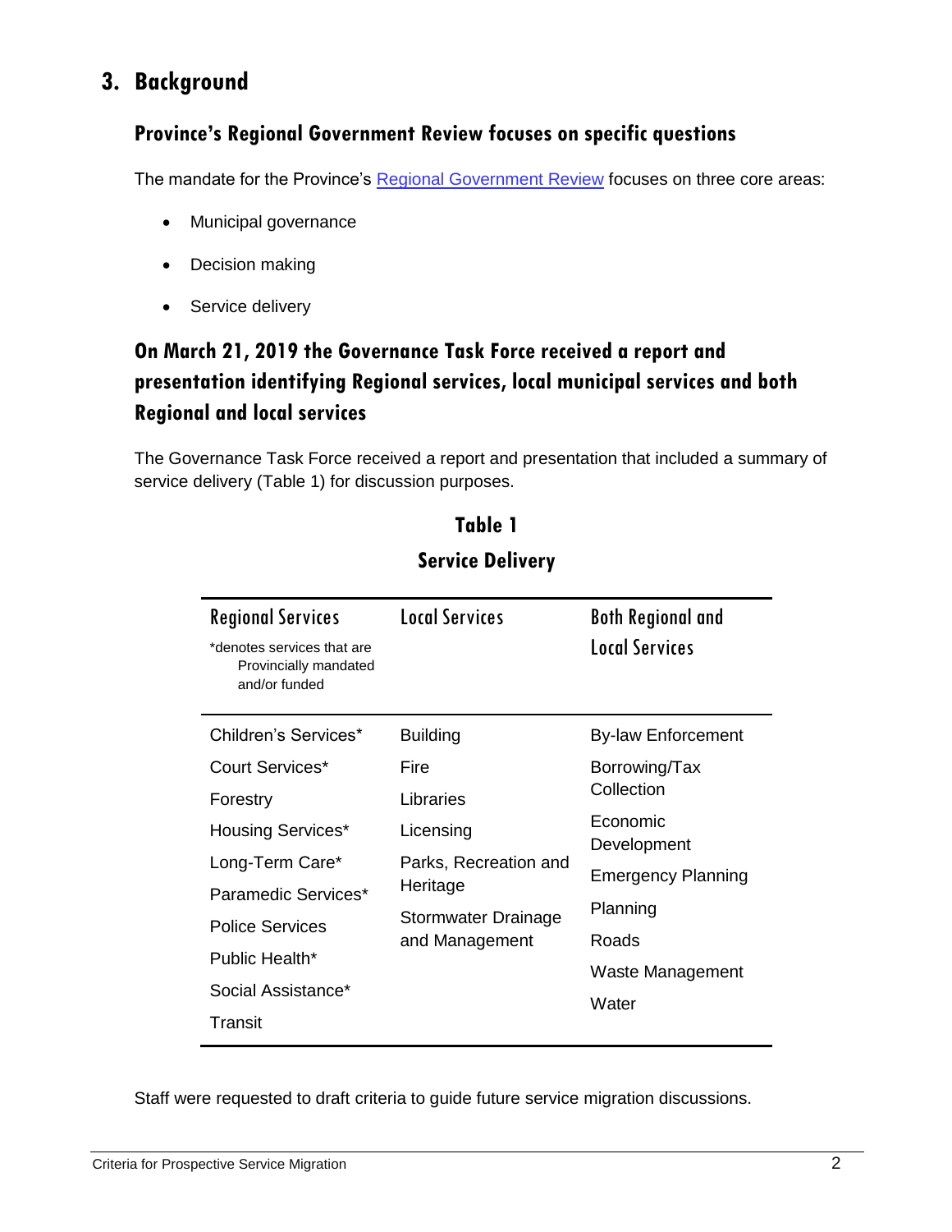## 3. Background

### Province's Regional Government Review focuses on specific questions

The mandate for the Province's [Regional Government Review] focuses on three core areas:

- Municipal governance
- Decision making
- Service delivery

### On March 21, 2019 the Governance Task Force received a report and presentation identifying Regional services, local municipal services and both Regional and local services

The Governance Task Force received a report and presentation that included a summary of service delivery (Table 1) for discussion purposes.

**Table 1**

**Service Delivery**

| Regional Services<br>*denotes services that are Provincially mandated and/or funded | Local Services | Both Regional and Local Services |
|---|---|---|
| Children's Services* | Building | By-law Enforcement |
| Court Services* | Fire | Borrowing/Tax Collection |
| Forestry | Libraries | Economic Development |
| Housing Services* | Licensing | Emergency Planning |
| Long-Term Care* | Parks, Recreation and Heritage | Planning |
| Paramedic Services* | Stormwater Drainage and Management | Roads |
| Police Services | | Waste Management |
| Public Health* | | Water |
| Social Assistance* | | |
| Transit | | |

Staff were requested to draft criteria to guide future service migration discussions.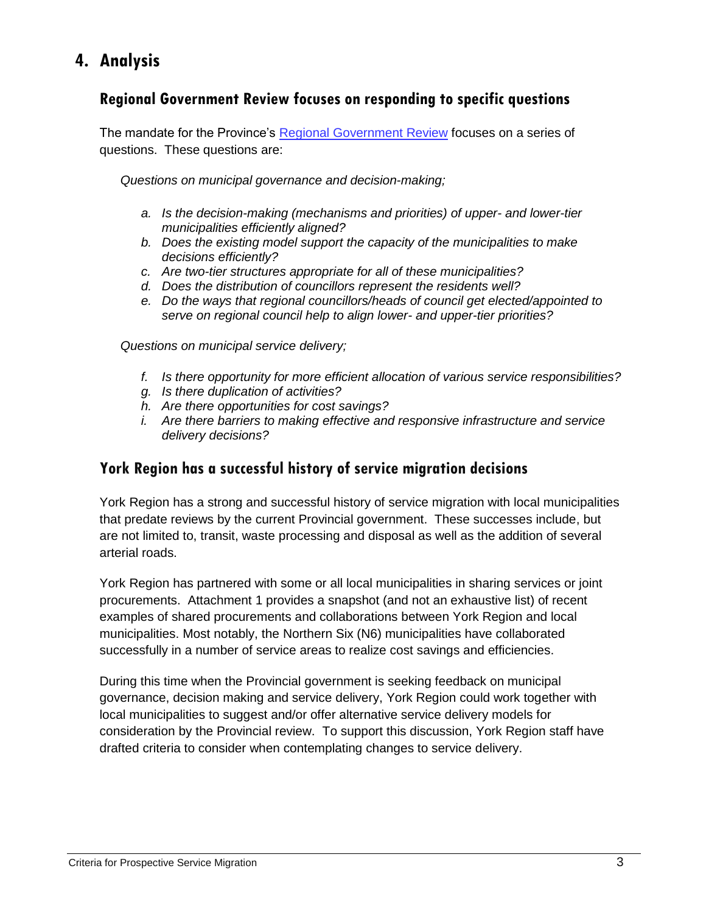# 4. Analysis

## Regional Government Review focuses on responding to specific questions

The mandate for the Province's [Regional Government Review] focuses on a series of questions. These questions are:

*Questions on municipal governance and decision-making;*

*a. Is the decision-making (mechanisms and priorities) of upper- and lower-tier municipalities efficiently aligned?*
*b. Does the existing model support the capacity of the municipalities to make decisions efficiently?*
*c. Are two-tier structures appropriate for all of these municipalities?*
*d. Does the distribution of councillors represent the residents well?*
*e. Do the ways that regional councillors/heads of council get elected/appointed to serve on regional council help to align lower- and upper-tier priorities?*

*Questions on municipal service delivery;*

*f. Is there opportunity for more efficient allocation of various service responsibilities?*
*g. Is there duplication of activities?*
*h. Are there opportunities for cost savings?*
*i. Are there barriers to making effective and responsive infrastructure and service delivery decisions?*

## York Region has a successful history of service migration decisions

York Region has a strong and successful history of service migration with local municipalities that predate reviews by the current Provincial government. These successes include, but are not limited to, transit, waste processing and disposal as well as the addition of several arterial roads.

York Region has partnered with some or all local municipalities in sharing services or joint procurements. Attachment 1 provides a snapshot (and not an exhaustive list) of recent examples of shared procurements and collaborations between York Region and local municipalities. Most notably, the Northern Six (N6) municipalities have collaborated successfully in a number of service areas to realize cost savings and efficiencies.

During this time when the Provincial government is seeking feedback on municipal governance, decision making and service delivery, York Region could work together with local municipalities to suggest and/or offer alternative service delivery models for consideration by the Provincial review. To support this discussion, York Region staff have drafted criteria to consider when contemplating changes to service delivery.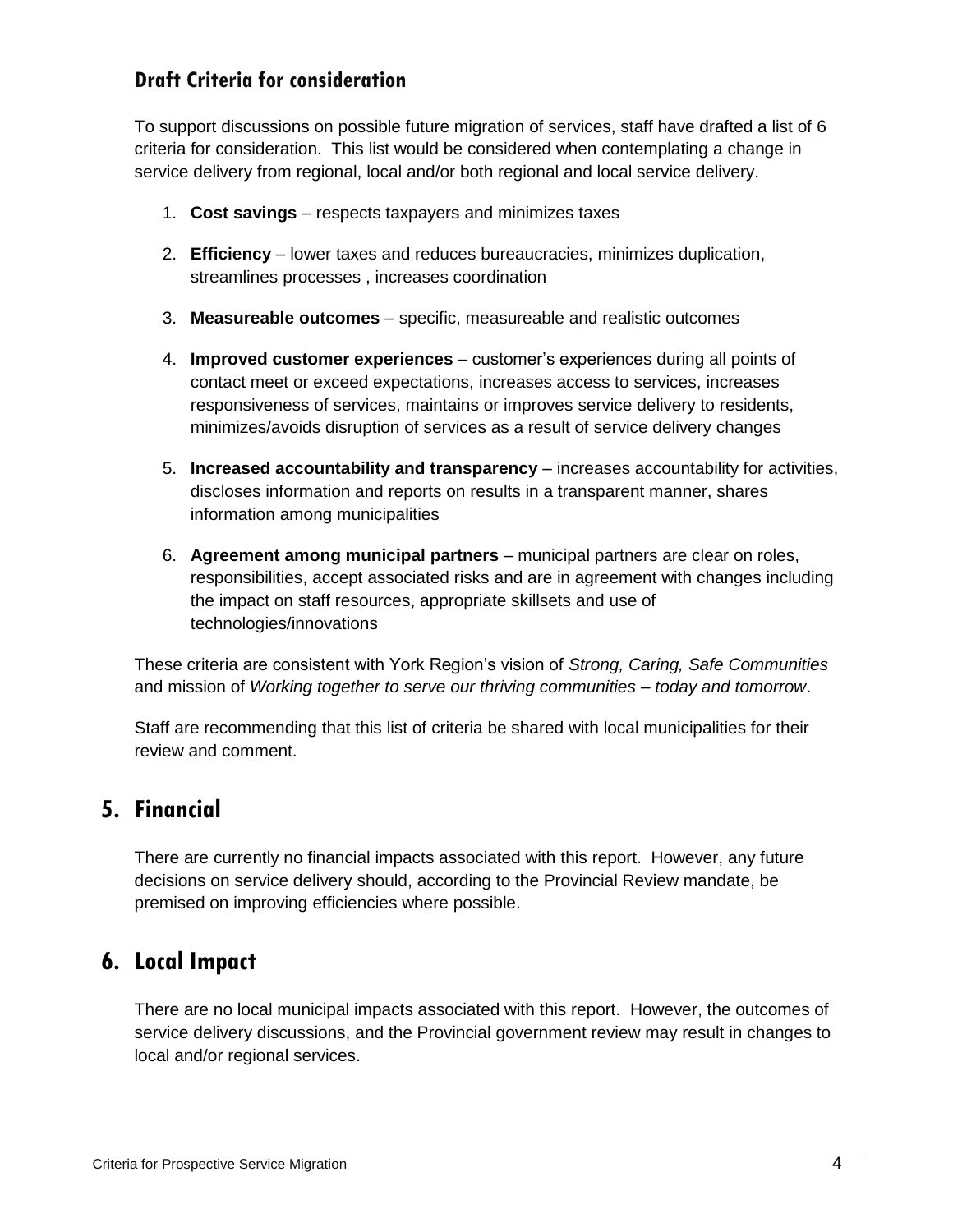### Draft Criteria for consideration

To support discussions on possible future migration of services, staff have drafted a list of 6 criteria for consideration. This list would be considered when contemplating a change in service delivery from regional, local and/or both regional and local service delivery.

1. **Cost savings** – respects taxpayers and minimizes taxes
2. **Efficiency** – lower taxes and reduces bureaucracies, minimizes duplication, streamlines processes , increases coordination
3. **Measureable outcomes** – specific, measureable and realistic outcomes
4. **Improved customer experiences** – customer's experiences during all points of contact meet or exceed expectations, increases access to services, increases responsiveness of services, maintains or improves service delivery to residents, minimizes/avoids disruption of services as a result of service delivery changes
5. **Increased accountability and transparency** – increases accountability for activities, discloses information and reports on results in a transparent manner, shares information among municipalities
6. **Agreement among municipal partners** – municipal partners are clear on roles, responsibilities, accept associated risks and are in agreement with changes including the impact on staff resources, appropriate skillsets and use of technologies/innovations

These criteria are consistent with York Region's vision of *Strong, Caring, Safe Communities* and mission of *Working together to serve our thriving communities – today and tomorrow*.

Staff are recommending that this list of criteria be shared with local municipalities for their review and comment.

## 5. Financial

There are currently no financial impacts associated with this report. However, any future decisions on service delivery should, according to the Provincial Review mandate, be premised on improving efficiencies where possible.

## 6. Local Impact

There are no local municipal impacts associated with this report. However, the outcomes of service delivery discussions, and the Provincial government review may result in changes to local and/or regional services.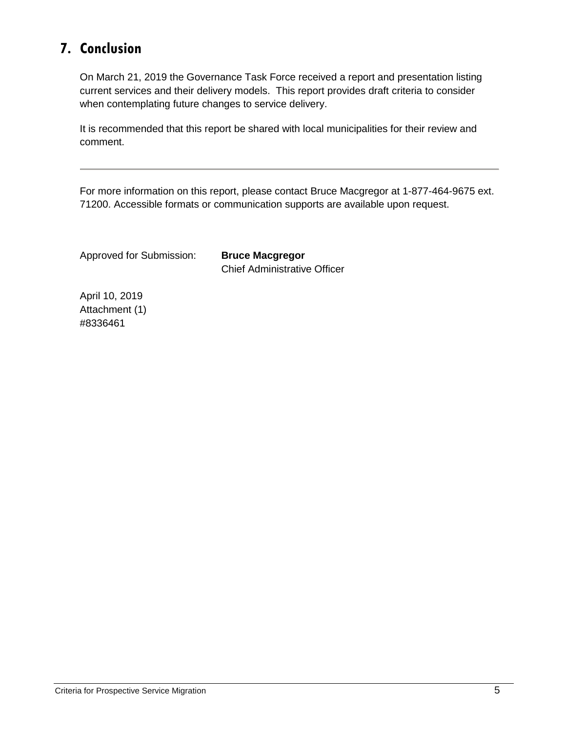## 7. Conclusion

On March 21, 2019 the Governance Task Force received a report and presentation listing current services and their delivery models. This report provides draft criteria to consider when contemplating future changes to service delivery.

It is recommended that this report be shared with local municipalities for their review and comment.

---

For more information on this report, please contact Bruce Macgregor at 1-877-464-9675 ext. 71200. Accessible formats or communication supports are available upon request.

Approved for Submission: **Bruce Macgregor**
Chief Administrative Officer

April 10, 2019
Attachment (1)
#8336461